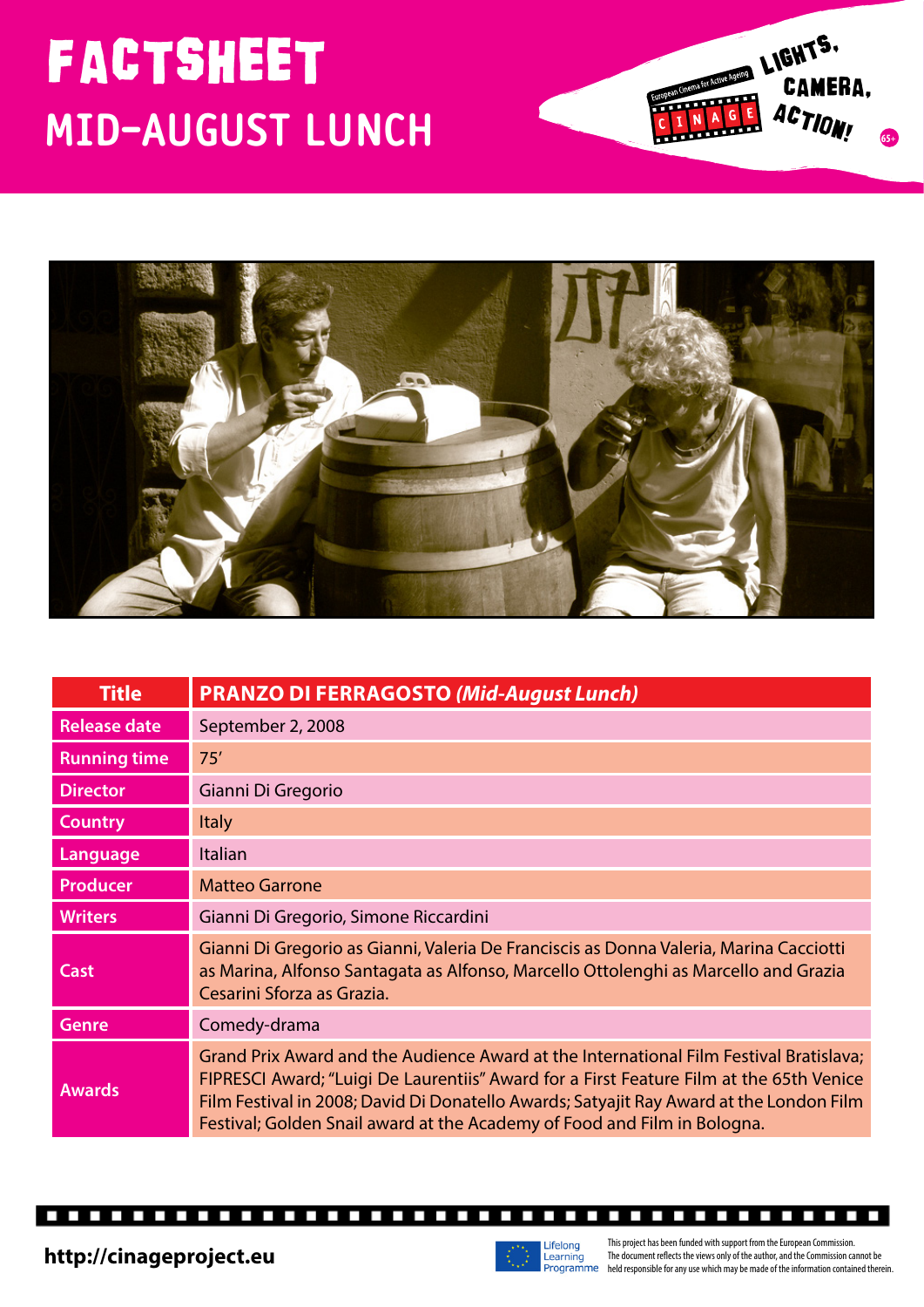# FACTSHEET

## MID-AUGUST LUNCH

| Title | **PRANZO DI FERRAGOSTO *(Mid-August Lunch)*** |
| --- | --- |
| Release date | September 2, 2008 |
| Running time | 75' |
| Director | Gianni Di Gregorio |
| Country | Italy |
| Language | Italian |
| Producer | Matteo Garrone |
| Writers | Gianni Di Gregorio, Simone Riccardini |
| Cast | Gianni Di Gregorio as Gianni, Valeria De Franciscis as Donna Valeria, Marina Cacciotti as Marina, Alfonso Santagata as Alfonso, Marcello Ottolenghi as Marcello and Grazia Cesarini Sforza as Grazia. |
| Genre | Comedy-drama |
| Awards | Grand Prix Award and the Audience Award at the International Film Festival Bratislava; FIPRESCI Award; "Luigi De Laurentiis" Award for a First Feature Film at the 65th Venice Film Festival in 2008; David Di Donatello Awards; Satyajit Ray Award at the London Film Festival; Golden Snail award at the Academy of Food and Film in Bologna. |

**http://cinageproject.eu**

Lifelong Learning Programme

This project has been funded with support from the European Commission. The document reflects the views only of the author, and the Commission cannot be held responsible for any use which may be made of the information contained therein.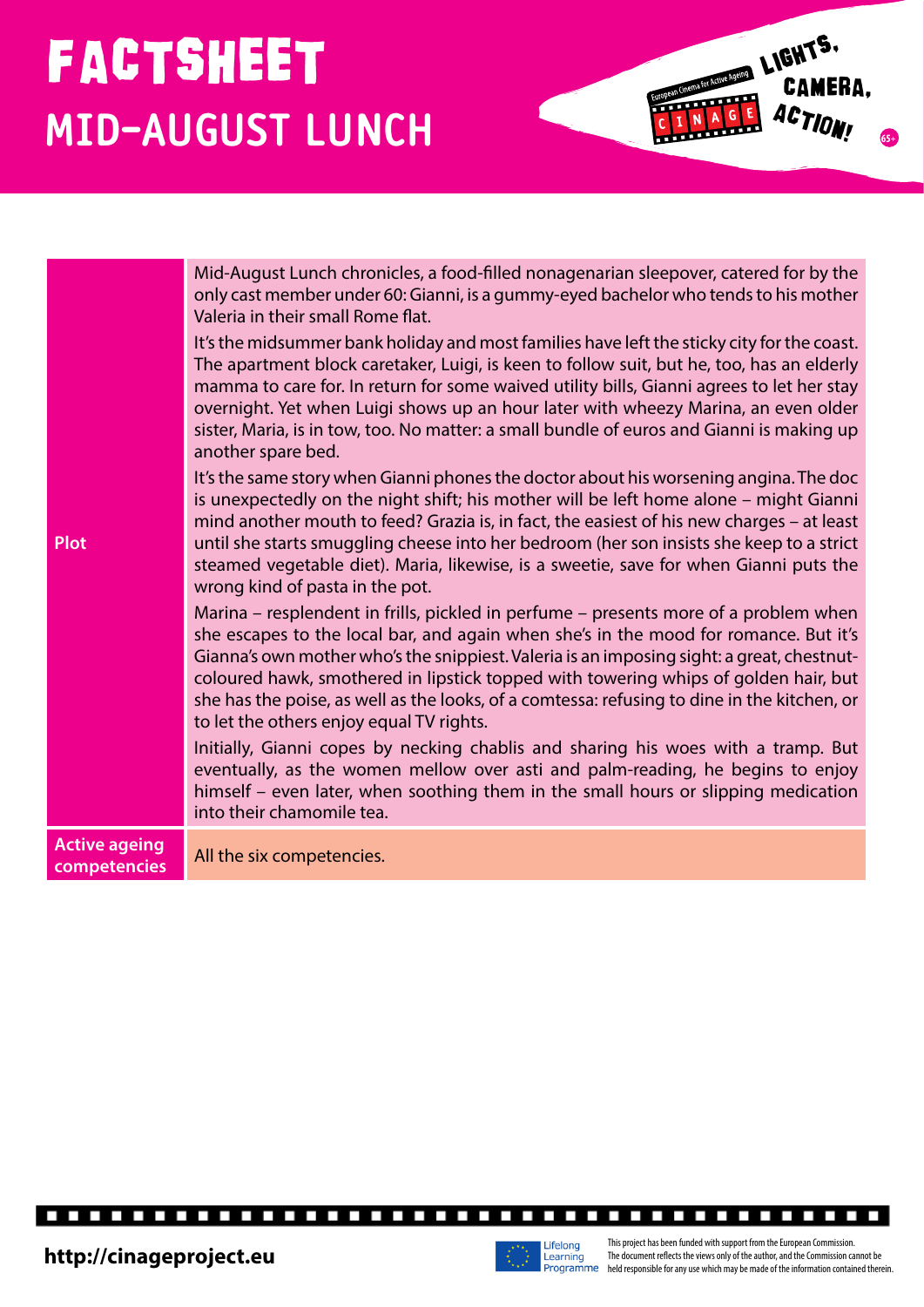# FACTSHEET
## MID-AUGUST LUNCH

| | |
|---|---|
| **Plot** | Mid-August Lunch chronicles, a food-filled nonagenarian sleepover, catered for by the only cast member under 60: Gianni, is a gummy-eyed bachelor who tends to his mother Valeria in their small Rome flat.<br><br>It's the midsummer bank holiday and most families have left the sticky city for the coast. The apartment block caretaker, Luigi, is keen to follow suit, but he, too, has an elderly mamma to care for. In return for some waived utility bills, Gianni agrees to let her stay overnight. Yet when Luigi shows up an hour later with wheezy Marina, an even older sister, Maria, is in tow, too. No matter: a small bundle of euros and Gianni is making up another spare bed.<br><br>It's the same story when Gianni phones the doctor about his worsening angina. The doc is unexpectedly on the night shift; his mother will be left home alone – might Gianni mind another mouth to feed? Grazia is, in fact, the easiest of his new charges – at least until she starts smuggling cheese into her bedroom (her son insists she keep to a strict steamed vegetable diet). Maria, likewise, is a sweetie, save for when Gianni puts the wrong kind of pasta in the pot.<br><br>Marina – resplendent in frills, pickled in perfume – presents more of a problem when she escapes to the local bar, and again when she's in the mood for romance. But it's Gianna's own mother who's the snippiest. Valeria is an imposing sight: a great, chestnut-coloured hawk, smothered in lipstick topped with towering whips of golden hair, but she has the poise, as well as the looks, of a comtessa: refusing to dine in the kitchen, or to let the others enjoy equal TV rights.<br><br>Initially, Gianni copes by necking chablis and sharing his woes with a tramp. But eventually, as the women mellow over asti and palm-reading, he begins to enjoy himself – even later, when soothing them in the small hours or slipping medication into their chamomile tea. |
| **Active ageing competencies** | All the six competencies. |

http://cinageproject.eu

This project has been funded with support from the European Commission. The document reflects the views only of the author, and the Commission cannot be held responsible for any use which may be made of the information contained therein.